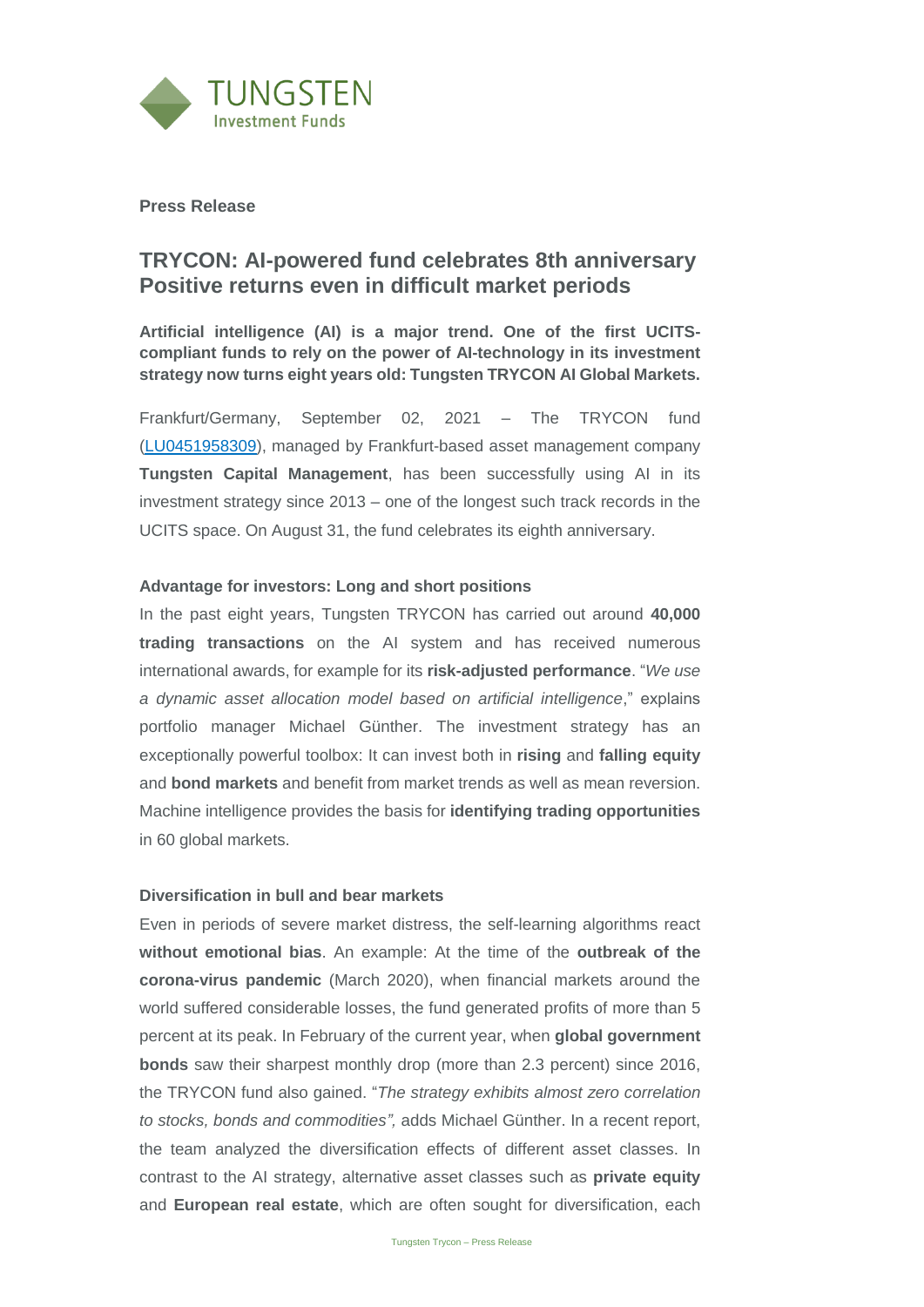TUNGSTEN
Investment Funds

**Press Release**

# TRYCON: AI-powered fund celebrates 8th anniversary Positive returns even in difficult market periods

**Artificial intelligence (AI) is a major trend. One of the first UCITS-compliant funds to rely on the power of AI-technology in its investment strategy now turns eight years old: Tungsten TRYCON AI Global Markets.**

Frankfurt/Germany, September 02, 2021 – The TRYCON fund (LU0451958309), managed by Frankfurt-based asset management company **Tungsten Capital Management**, has been successfully using AI in its investment strategy since 2013 – one of the longest such track records in the UCITS space. On August 31, the fund celebrates its eighth anniversary.

### Advantage for investors: Long and short positions

In the past eight years, Tungsten TRYCON has carried out around **40,000 trading transactions** on the AI system and has received numerous international awards, for example for its **risk-adjusted performance**. "*We use a dynamic asset allocation model based on artificial intelligence*," explains portfolio manager Michael Günther. The investment strategy has an exceptionally powerful toolbox: It can invest both in **rising** and **falling equity** and **bond markets** and benefit from market trends as well as mean reversion. Machine intelligence provides the basis for **identifying trading opportunities** in 60 global markets.

### Diversification in bull and bear markets

Even in periods of severe market distress, the self-learning algorithms react **without emotional bias**. An example: At the time of the **outbreak of the corona-virus pandemic** (March 2020), when financial markets around the world suffered considerable losses, the fund generated profits of more than 5 percent at its peak. In February of the current year, when **global government bonds** saw their sharpest monthly drop (more than 2.3 percent) since 2016, the TRYCON fund also gained. "*The strategy exhibits almost zero correlation to stocks, bonds and commodities",* adds Michael Günther. In a recent report, the team analyzed the diversification effects of different asset classes. In contrast to the AI strategy, alternative asset classes such as **private equity** and **European real estate**, which are often sought for diversification, each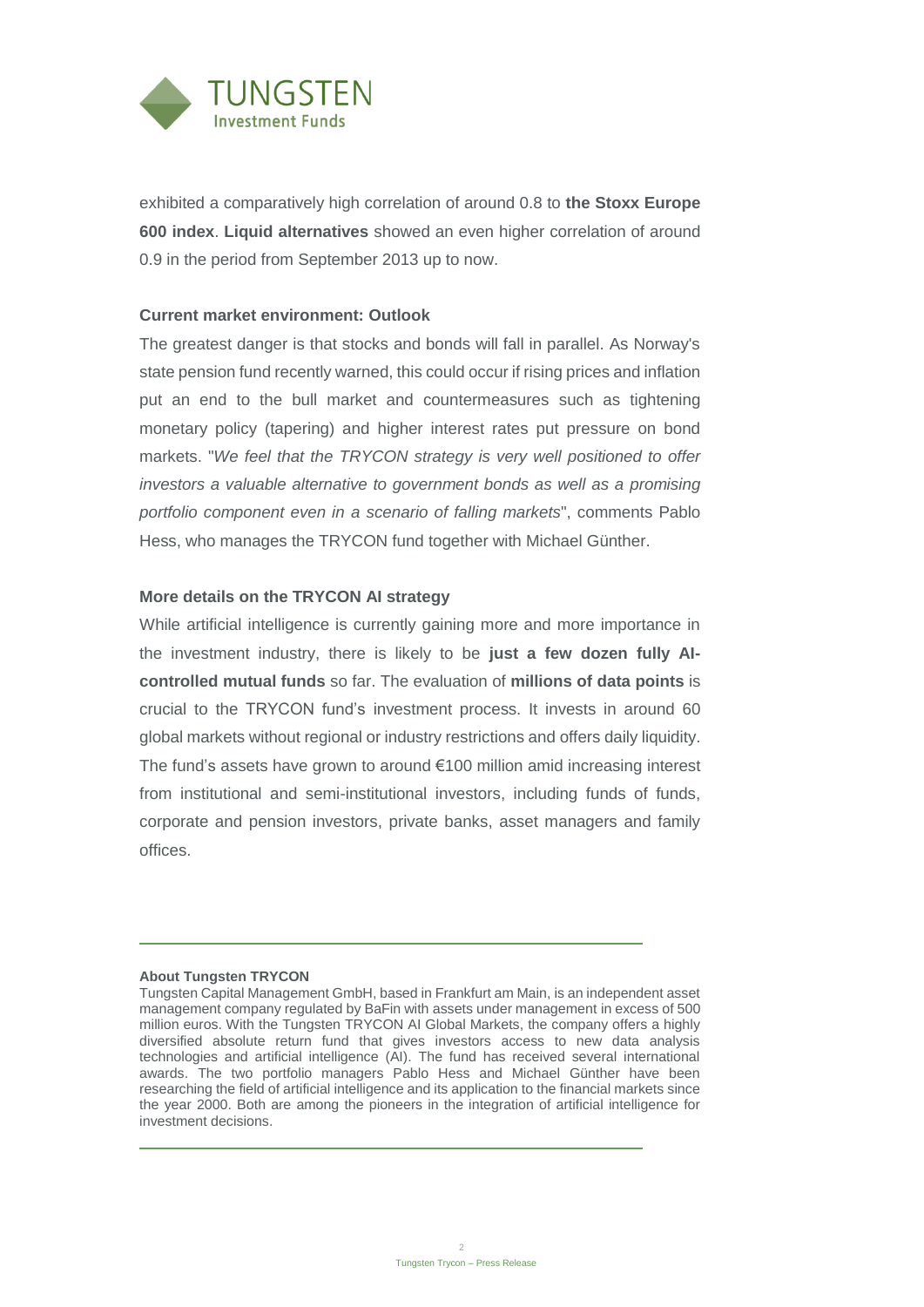exhibited a comparatively high correlation of around 0.8 to **the Stoxx Europe 600 index**. **Liquid alternatives** showed an even higher correlation of around 0.9 in the period from September 2013 up to now.

**Current market environment: Outlook**

The greatest danger is that stocks and bonds will fall in parallel. As Norway's state pension fund recently warned, this could occur if rising prices and inflation put an end to the bull market and countermeasures such as tightening monetary policy (tapering) and higher interest rates put pressure on bond markets. "*We feel that the TRYCON strategy is very well positioned to offer investors a valuable alternative to government bonds as well as a promising portfolio component even in a scenario of falling markets*", comments Pablo Hess, who manages the TRYCON fund together with Michael Günther.

**More details on the TRYCON AI strategy**

While artificial intelligence is currently gaining more and more importance in the investment industry, there is likely to be **just a few dozen fully AI-controlled mutual funds** so far. The evaluation of **millions of data points** is crucial to the TRYCON fund's investment process. It invests in around 60 global markets without regional or industry restrictions and offers daily liquidity. The fund's assets have grown to around €100 million amid increasing interest from institutional and semi-institutional investors, including funds of funds, corporate and pension investors, private banks, asset managers and family offices.

---

**About Tungsten TRYCON**

Tungsten Capital Management GmbH, based in Frankfurt am Main, is an independent asset management company regulated by BaFin with assets under management in excess of 500 million euros. With the Tungsten TRYCON AI Global Markets, the company offers a highly diversified absolute return fund that gives investors access to new data analysis technologies and artificial intelligence (AI). The fund has received several international awards. The two portfolio managers Pablo Hess and Michael Günther have been researching the field of artificial intelligence and its application to the financial markets since the year 2000. Both are among the pioneers in the integration of artificial intelligence for investment decisions.

---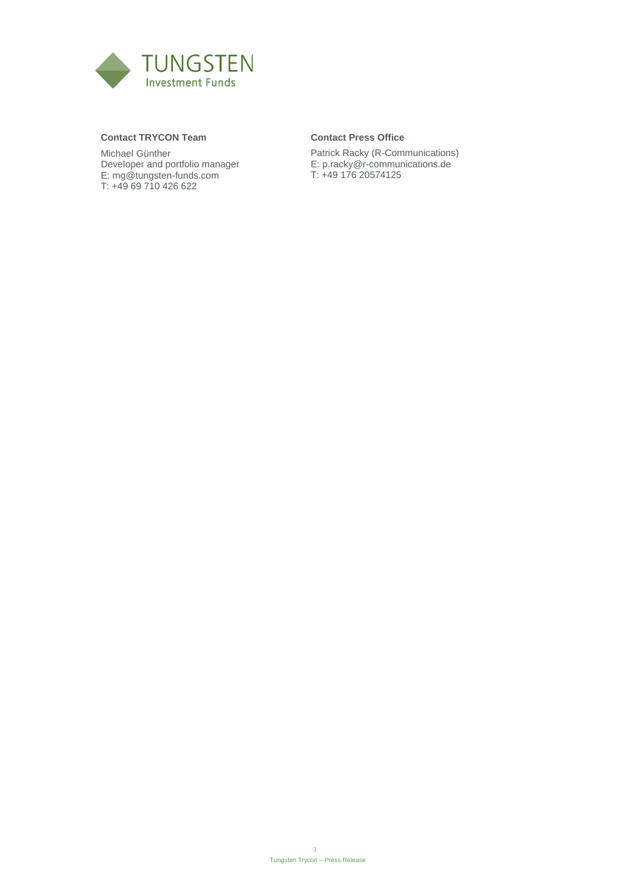**Contact TRYCON Team**

Michael Günther
Developer and portfolio manager
E: mg@tungsten-funds.com
T: +49 69 710 426 622

**Contact Press Office**

Patrick Racky (R-Communications)
E: p.racky@r-communications.de
T: +49 176 20574125